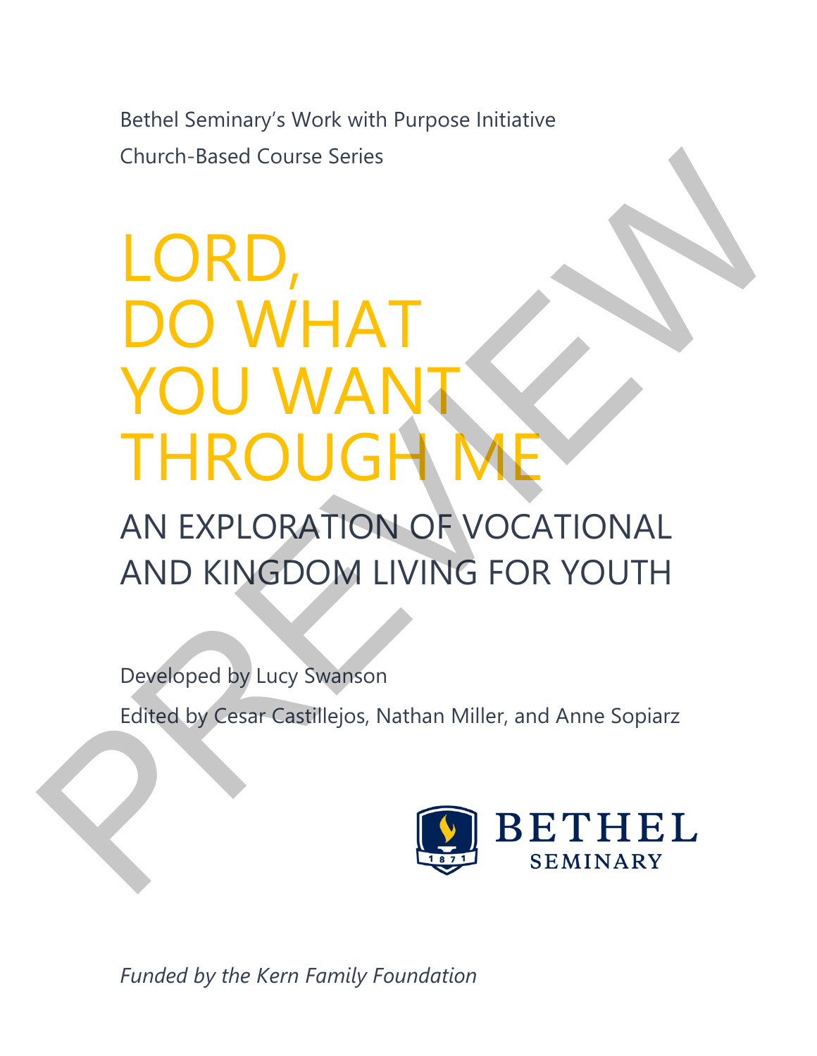Bethel Seminary's Work with Purpose Initiative

Church-Based Course Series

# LORD, DO WHAT YOU WANT THROUGH ME

## AN EXPLORATION OF VOCATIONAL AND KINGDOM LIVING FOR YOUTH

Developed by Lucy Swanson

Edited by Cesar Castillejos, Nathan Miller, and Anne Sopiarz

BETHEL SEMINARY

*Funded by the Kern Family Foundation*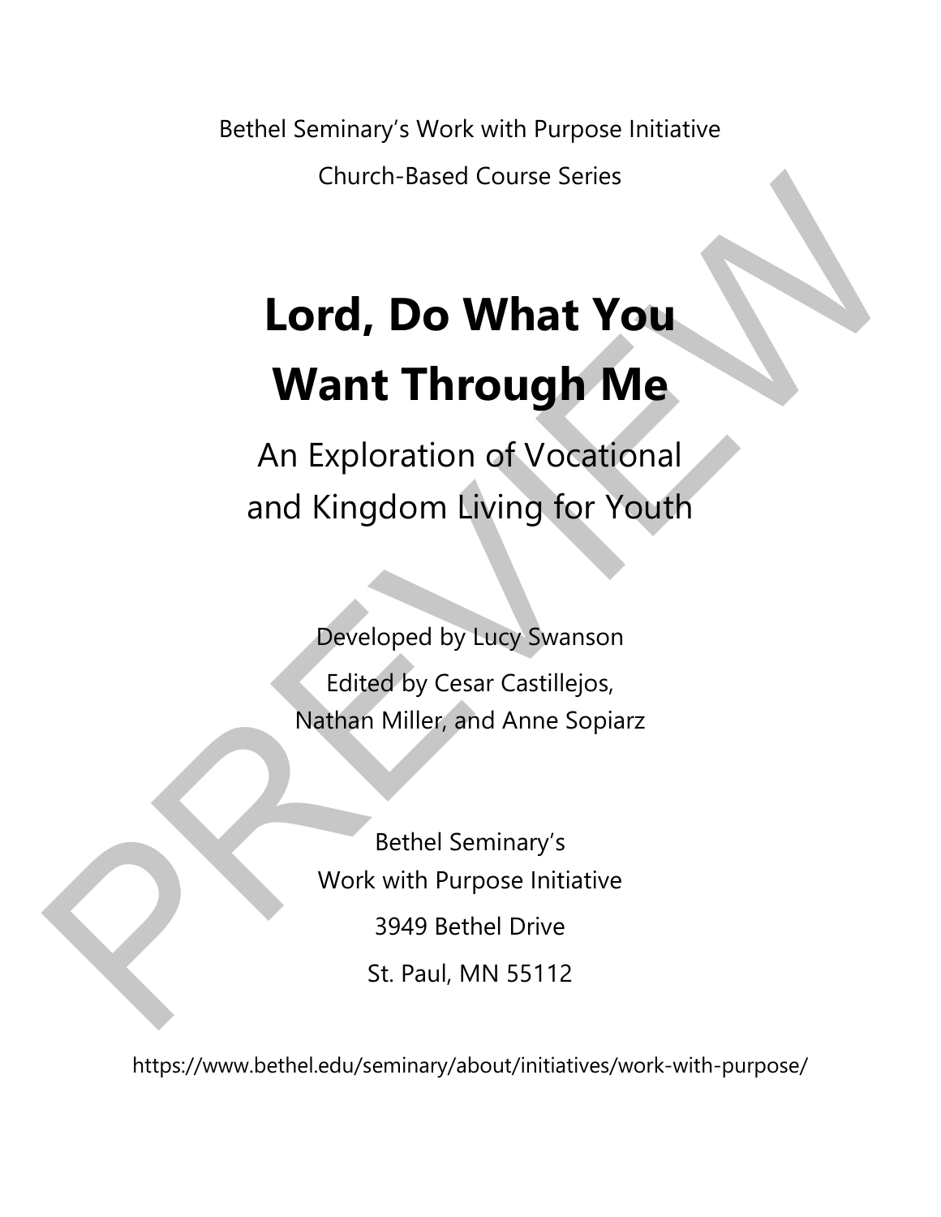Bethel Seminary's Work with Purpose Initiative

Church-Based Course Series

# Lord, Do What You Want Through Me

## An Exploration of Vocational and Kingdom Living for Youth

Developed by Lucy Swanson

Edited by Cesar Castillejos, Nathan Miller, and Anne Sopiarz

Bethel Seminary's
Work with Purpose Initiative

3949 Bethel Drive

St. Paul, MN 55112

https://www.bethel.edu/seminary/about/initiatives/work-with-purpose/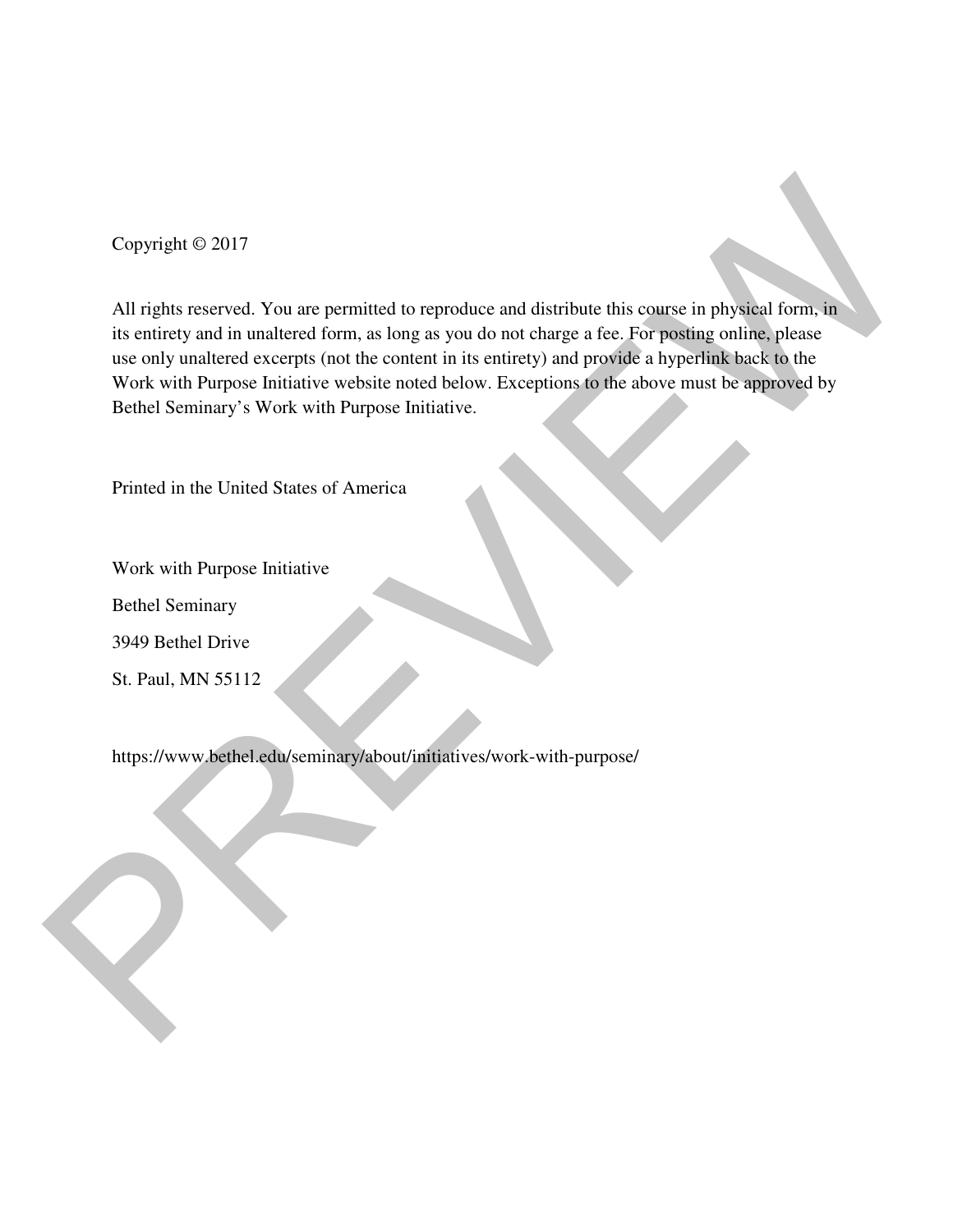Copyright © 2017

All rights reserved. You are permitted to reproduce and distribute this course in physical form, in its entirety and in unaltered form, as long as you do not charge a fee. For posting online, please use only unaltered excerpts (not the content in its entirety) and provide a hyperlink back to the Work with Purpose Initiative website noted below. Exceptions to the above must be approved by Bethel Seminary's Work with Purpose Initiative.

Printed in the United States of America

Work with Purpose Initiative

Bethel Seminary

3949 Bethel Drive

St. Paul, MN 55112

https://www.bethel.edu/seminary/about/initiatives/work-with-purpose/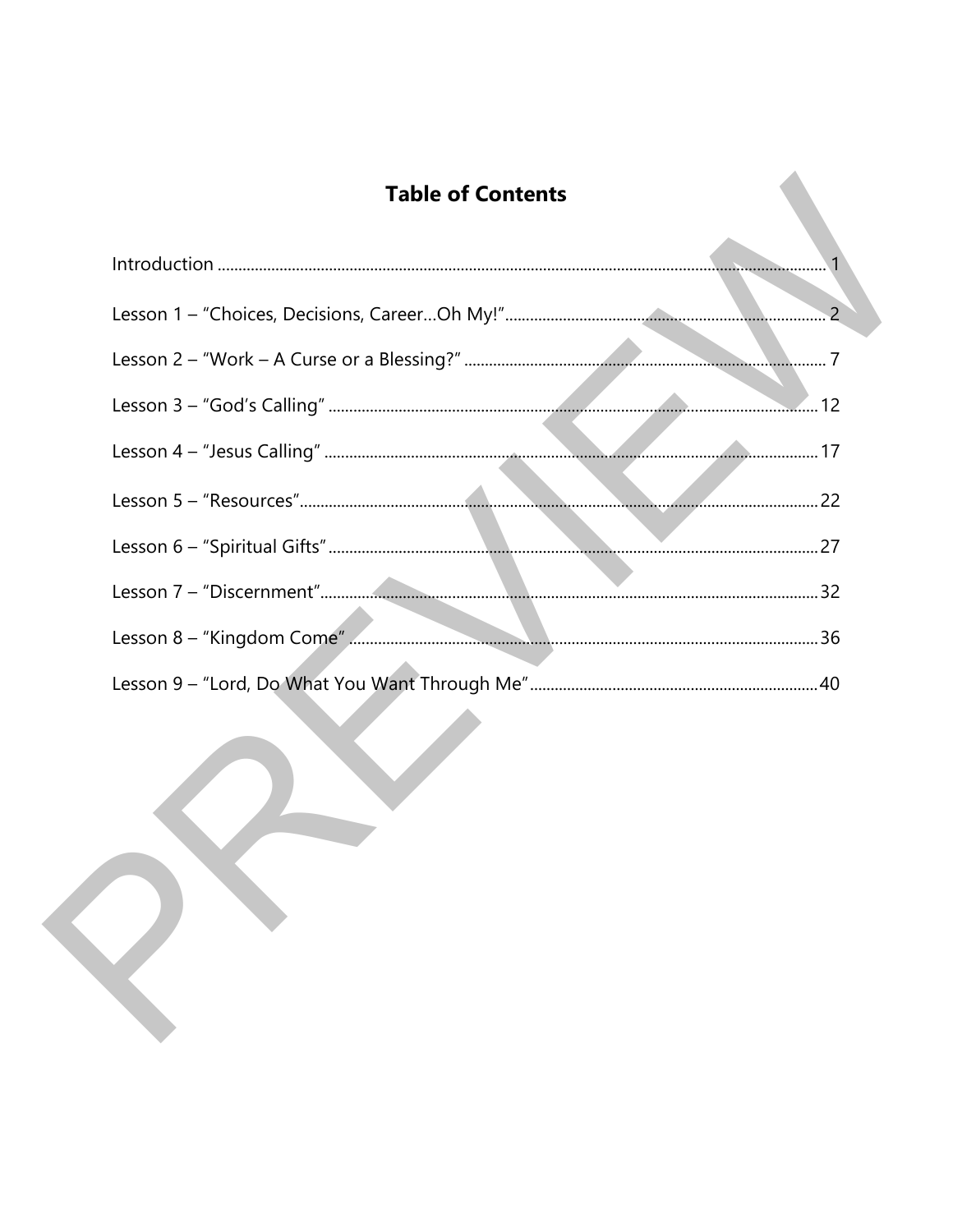# Table of Contents

Introduction ............................................................ 1

Lesson 1 – "Choices, Decisions, Career…Oh My!" ............................................................ 2

Lesson 2 – "Work – A Curse or a Blessing?" ............................................................ 7

Lesson 3 – "God's Calling" ............................................................ 12

Lesson 4 – "Jesus Calling" ............................................................ 17

Lesson 5 – "Resources" ............................................................ 22

Lesson 6 – "Spiritual Gifts" ............................................................ 27

Lesson 7 – "Discernment" ............................................................ 32

Lesson 8 – "Kingdom Come" ............................................................ 36

Lesson 9 – "Lord, Do What You Want Through Me" ............................................................ 40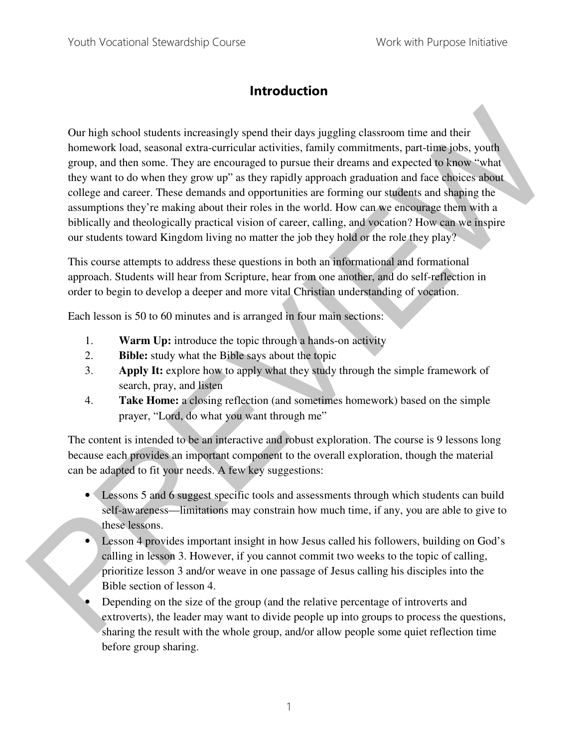# Introduction

Our high school students increasingly spend their days juggling classroom time and their homework load, seasonal extra-curricular activities, family commitments, part-time jobs, youth group, and then some. They are encouraged to pursue their dreams and expected to know "what they want to do when they grow up" as they rapidly approach graduation and face choices about college and career. These demands and opportunities are forming our students and shaping the assumptions they're making about their roles in the world. How can we encourage them with a biblically and theologically practical vision of career, calling, and vocation? How can we inspire our students toward Kingdom living no matter the job they hold or the role they play?

This course attempts to address these questions in both an informational and formational approach. Students will hear from Scripture, hear from one another, and do self-reflection in order to begin to develop a deeper and more vital Christian understanding of vocation.

Each lesson is 50 to 60 minutes and is arranged in four main sections:

1. **Warm Up:** introduce the topic through a hands-on activity
2. **Bible:** study what the Bible says about the topic
3. **Apply It:** explore how to apply what they study through the simple framework of search, pray, and listen
4. **Take Home:** a closing reflection (and sometimes homework) based on the simple prayer, "Lord, do what you want through me"

The content is intended to be an interactive and robust exploration. The course is 9 lessons long because each provides an important component to the overall exploration, though the material can be adapted to fit your needs. A few key suggestions:

- Lessons 5 and 6 suggest specific tools and assessments through which students can build self-awareness—limitations may constrain how much time, if any, you are able to give to these lessons.
- Lesson 4 provides important insight in how Jesus called his followers, building on God's calling in lesson 3. However, if you cannot commit two weeks to the topic of calling, prioritize lesson 3 and/or weave in one passage of Jesus calling his disciples into the Bible section of lesson 4.
- Depending on the size of the group (and the relative percentage of introverts and extroverts), the leader may want to divide people up into groups to process the questions, sharing the result with the whole group, and/or allow people some quiet reflection time before group sharing.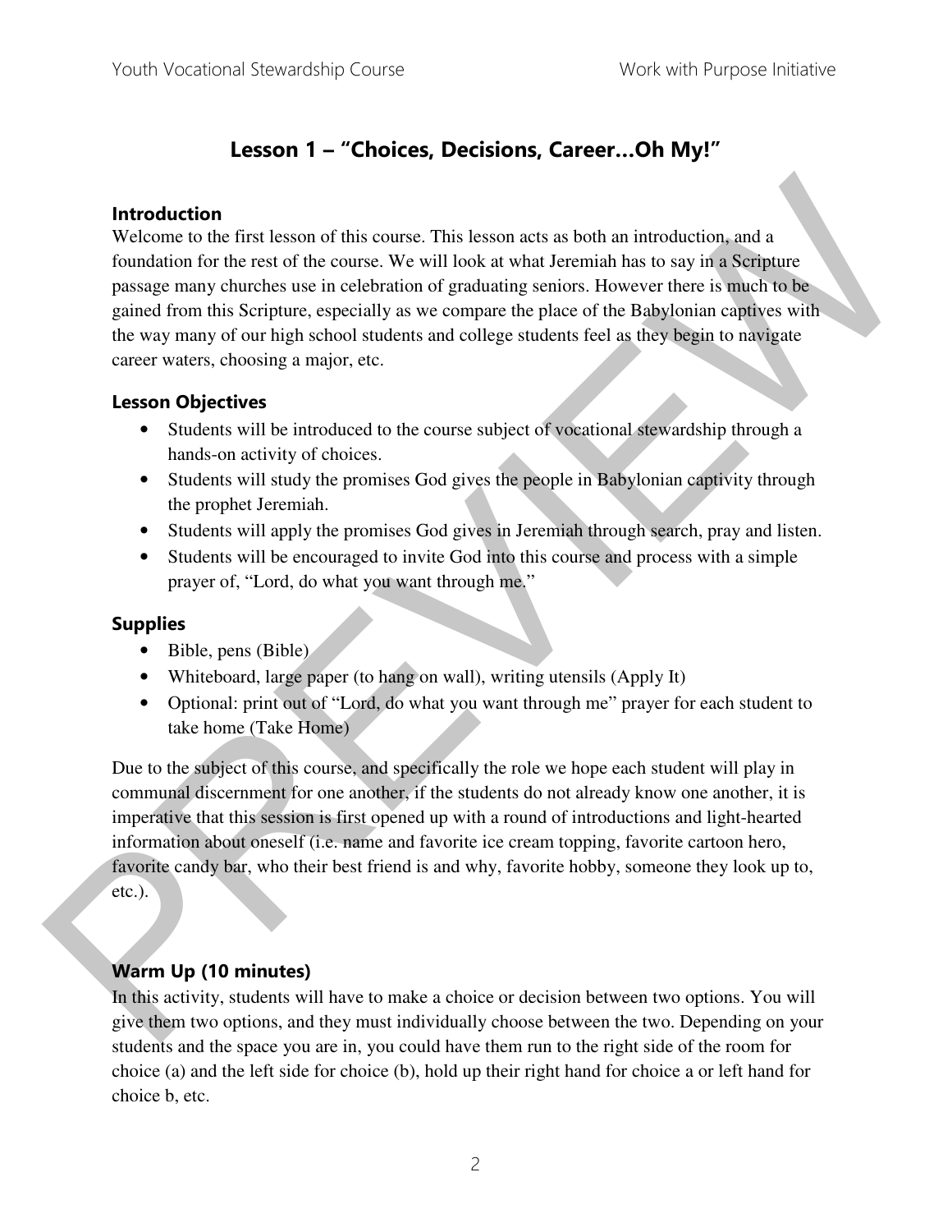# Lesson 1 – "Choices, Decisions, Career…Oh My!"

### Introduction

Welcome to the first lesson of this course. This lesson acts as both an introduction, and a foundation for the rest of the course. We will look at what Jeremiah has to say in a Scripture passage many churches use in celebration of graduating seniors. However there is much to be gained from this Scripture, especially as we compare the place of the Babylonian captives with the way many of our high school students and college students feel as they begin to navigate career waters, choosing a major, etc.

### Lesson Objectives

- Students will be introduced to the course subject of vocational stewardship through a hands-on activity of choices.
- Students will study the promises God gives the people in Babylonian captivity through the prophet Jeremiah.
- Students will apply the promises God gives in Jeremiah through search, pray and listen.
- Students will be encouraged to invite God into this course and process with a simple prayer of, "Lord, do what you want through me."

### Supplies

- Bible, pens (Bible)
- Whiteboard, large paper (to hang on wall), writing utensils (Apply It)
- Optional: print out of "Lord, do what you want through me" prayer for each student to take home (Take Home)

Due to the subject of this course, and specifically the role we hope each student will play in communal discernment for one another, if the students do not already know one another, it is imperative that this session is first opened up with a round of introductions and light-hearted information about oneself (i.e. name and favorite ice cream topping, favorite cartoon hero, favorite candy bar, who their best friend is and why, favorite hobby, someone they look up to, etc.).

### Warm Up (10 minutes)

In this activity, students will have to make a choice or decision between two options. You will give them two options, and they must individually choose between the two. Depending on your students and the space you are in, you could have them run to the right side of the room for choice (a) and the left side for choice (b), hold up their right hand for choice a or left hand for choice b, etc.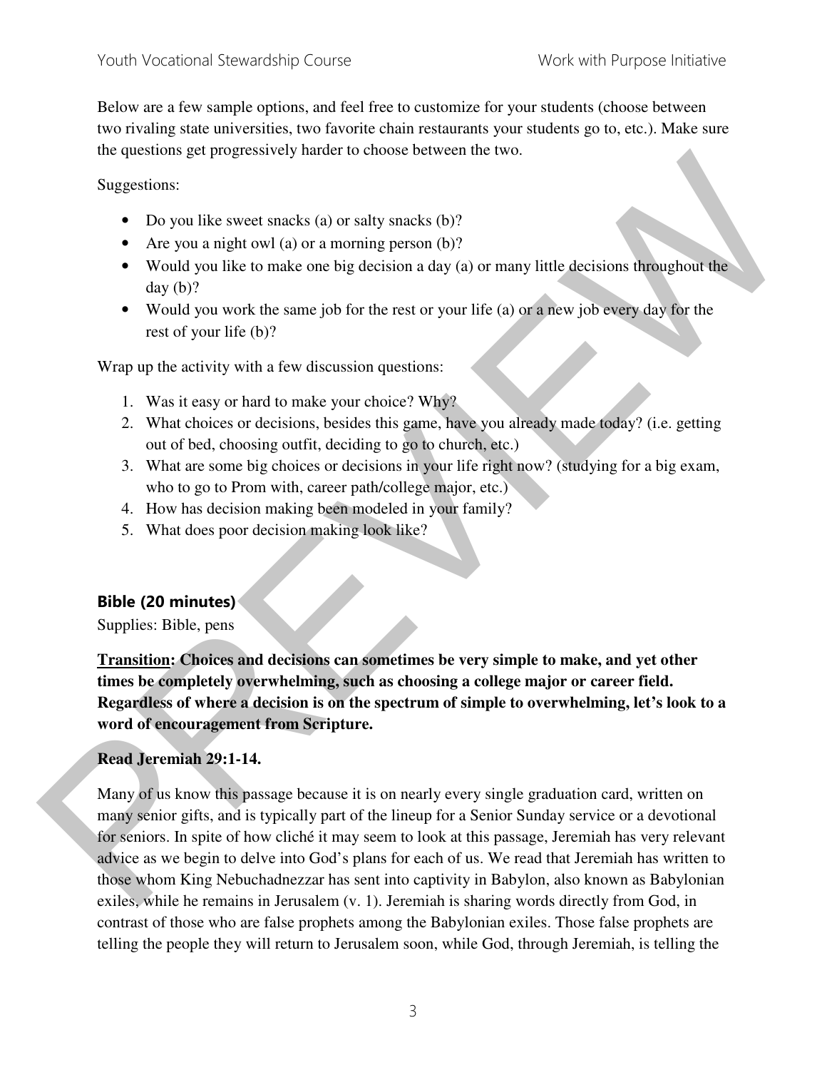Below are a few sample options, and feel free to customize for your students (choose between two rivaling state universities, two favorite chain restaurants your students go to, etc.). Make sure the questions get progressively harder to choose between the two.

Suggestions:

- Do you like sweet snacks (a) or salty snacks (b)?
- Are you a night owl (a) or a morning person (b)?
- Would you like to make one big decision a day (a) or many little decisions throughout the day (b)?
- Would you work the same job for the rest or your life (a) or a new job every day for the rest of your life (b)?

Wrap up the activity with a few discussion questions:

1. Was it easy or hard to make your choice? Why?
2. What choices or decisions, besides this game, have you already made today? (i.e. getting out of bed, choosing outfit, deciding to go to church, etc.)
3. What are some big choices or decisions in your life right now? (studying for a big exam, who to go to Prom with, career path/college major, etc.)
4. How has decision making been modeled in your family?
5. What does poor decision making look like?

### Bible (20 minutes)

Supplies: Bible, pens

**<u>Transition</u>: Choices and decisions can sometimes be very simple to make, and yet other times be completely overwhelming, such as choosing a college major or career field. Regardless of where a decision is on the spectrum of simple to overwhelming, let's look to a word of encouragement from Scripture.**

**Read Jeremiah 29:1-14.**

Many of us know this passage because it is on nearly every single graduation card, written on many senior gifts, and is typically part of the lineup for a Senior Sunday service or a devotional for seniors. In spite of how cliché it may seem to look at this passage, Jeremiah has very relevant advice as we begin to delve into God's plans for each of us. We read that Jeremiah has written to those whom King Nebuchadnezzar has sent into captivity in Babylon, also known as Babylonian exiles, while he remains in Jerusalem (v. 1). Jeremiah is sharing words directly from God, in contrast of those who are false prophets among the Babylonian exiles. Those false prophets are telling the people they will return to Jerusalem soon, while God, through Jeremiah, is telling the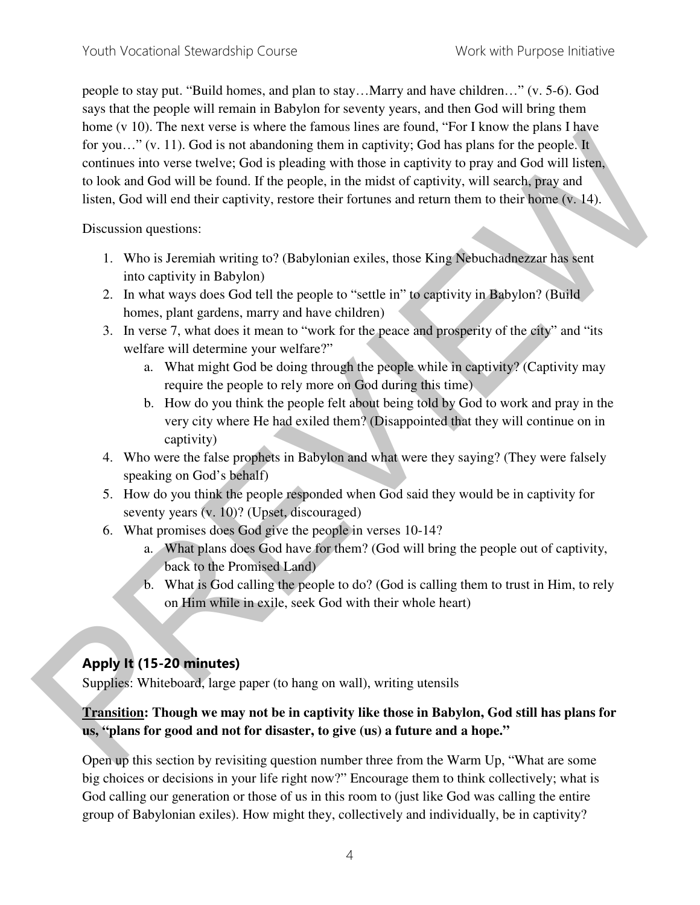people to stay put. "Build homes, and plan to stay…Marry and have children…" (v. 5-6). God says that the people will remain in Babylon for seventy years, and then God will bring them home (v 10). The next verse is where the famous lines are found, "For I know the plans I have for you…" (v. 11). God is not abandoning them in captivity; God has plans for the people. It continues into verse twelve; God is pleading with those in captivity to pray and God will listen, to look and God will be found. If the people, in the midst of captivity, will search, pray and listen, God will end their captivity, restore their fortunes and return them to their home (v. 14).

Discussion questions:

1. Who is Jeremiah writing to? (Babylonian exiles, those King Nebuchadnezzar has sent into captivity in Babylon)
2. In what ways does God tell the people to "settle in" to captivity in Babylon? (Build homes, plant gardens, marry and have children)
3. In verse 7, what does it mean to "work for the peace and prosperity of the city" and "its welfare will determine your welfare?"
   a. What might God be doing through the people while in captivity? (Captivity may require the people to rely more on God during this time)
   b. How do you think the people felt about being told by God to work and pray in the very city where He had exiled them? (Disappointed that they will continue on in captivity)
4. Who were the false prophets in Babylon and what were they saying? (They were falsely speaking on God's behalf)
5. How do you think the people responded when God said they would be in captivity for seventy years (v. 10)? (Upset, discouraged)
6. What promises does God give the people in verses 10-14?
   a. What plans does God have for them? (God will bring the people out of captivity, back to the Promised Land)
   b. What is God calling the people to do? (God is calling them to trust in Him, to rely on Him while in exile, seek God with their whole heart)

## Apply It (15-20 minutes)

Supplies: Whiteboard, large paper (to hang on wall), writing utensils

**<u>Transition</u>: Though we may not be in captivity like those in Babylon, God still has plans for us, "plans for good and not for disaster, to give (us) a future and a hope."**

Open up this section by revisiting question number three from the Warm Up, "What are some big choices or decisions in your life right now?" Encourage them to think collectively; what is God calling our generation or those of us in this room to (just like God was calling the entire group of Babylonian exiles). How might they, collectively and individually, be in captivity?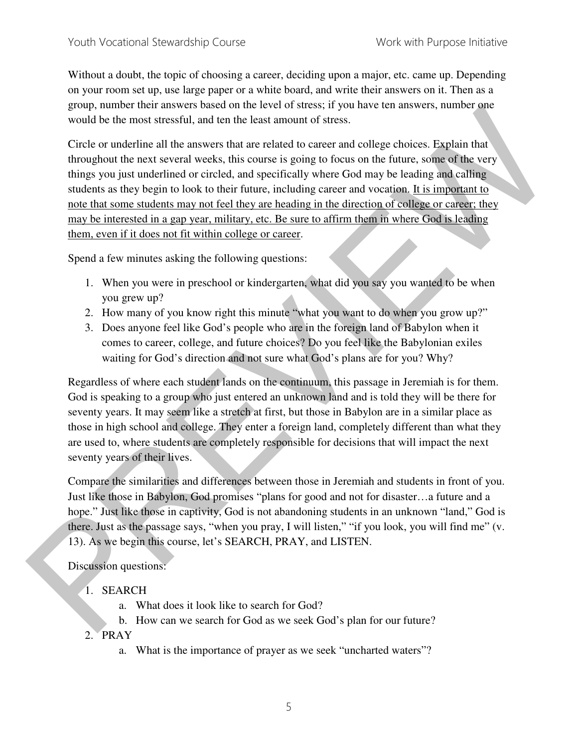Without a doubt, the topic of choosing a career, deciding upon a major, etc. came up. Depending on your room set up, use large paper or a white board, and write their answers on it. Then as a group, number their answers based on the level of stress; if you have ten answers, number one would be the most stressful, and ten the least amount of stress.

Circle or underline all the answers that are related to career and college choices. Explain that throughout the next several weeks, this course is going to focus on the future, some of the very things you just underlined or circled, and specifically where God may be leading and calling students as they begin to look to their future, including career and vocation. <u>It is important to note that some students may not feel they are heading in the direction of college or career; they may be interested in a gap year, military, etc. Be sure to affirm them in where God is leading them, even if it does not fit within college or career</u>.

Spend a few minutes asking the following questions:

1. When you were in preschool or kindergarten, what did you say you wanted to be when you grew up?
2. How many of you know right this minute "what you want to do when you grow up?"
3. Does anyone feel like God's people who are in the foreign land of Babylon when it comes to career, college, and future choices? Do you feel like the Babylonian exiles waiting for God's direction and not sure what God's plans are for you? Why?

Regardless of where each student lands on the continuum, this passage in Jeremiah is for them. God is speaking to a group who just entered an unknown land and is told they will be there for seventy years. It may seem like a stretch at first, but those in Babylon are in a similar place as those in high school and college. They enter a foreign land, completely different than what they are used to, where students are completely responsible for decisions that will impact the next seventy years of their lives.

Compare the similarities and differences between those in Jeremiah and students in front of you. Just like those in Babylon, God promises "plans for good and not for disaster…a future and a hope." Just like those in captivity, God is not abandoning students in an unknown "land," God is there. Just as the passage says, "when you pray, I will listen," "if you look, you will find me" (v. 13). As we begin this course, let's SEARCH, PRAY, and LISTEN.

Discussion questions:

1. SEARCH
   a. What does it look like to search for God?
   b. How can we search for God as we seek God's plan for our future?
2. PRAY
   a. What is the importance of prayer as we seek "uncharted waters"?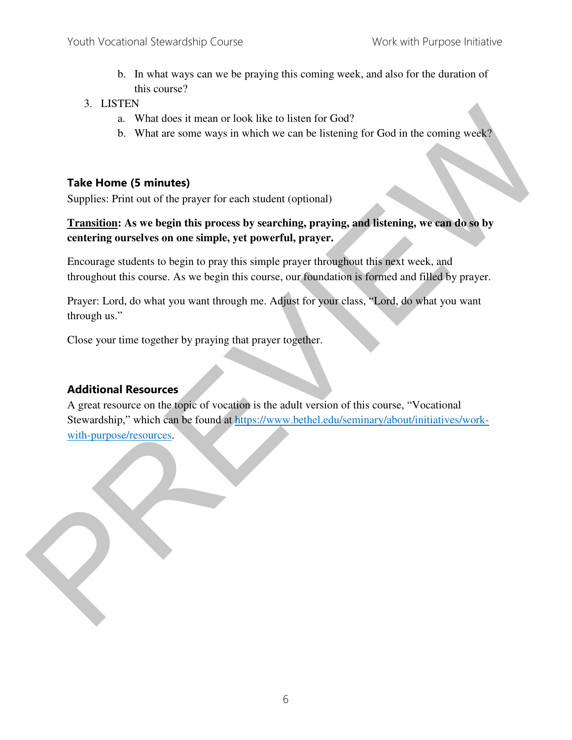b. In what ways can we be praying this coming week, and also for the duration of this course?

3. LISTEN
   a. What does it mean or look like to listen for God?
   b. What are some ways in which we can be listening for God in the coming week?

### Take Home (5 minutes)

Supplies: Print out of the prayer for each student (optional)

**Transition: As we begin this process by searching, praying, and listening, we can do so by centering ourselves on one simple, yet powerful, prayer.**

Encourage students to begin to pray this simple prayer throughout this next week, and throughout this course. As we begin this course, our foundation is formed and filled by prayer.

Prayer: Lord, do what you want through me. Adjust for your class, "Lord, do what you want through us."

Close your time together by praying that prayer together.

### Additional Resources

A great resource on the topic of vocation is the adult version of this course, "Vocational Stewardship," which can be found at https://www.bethel.edu/seminary/about/initiatives/work-with-purpose/resources.